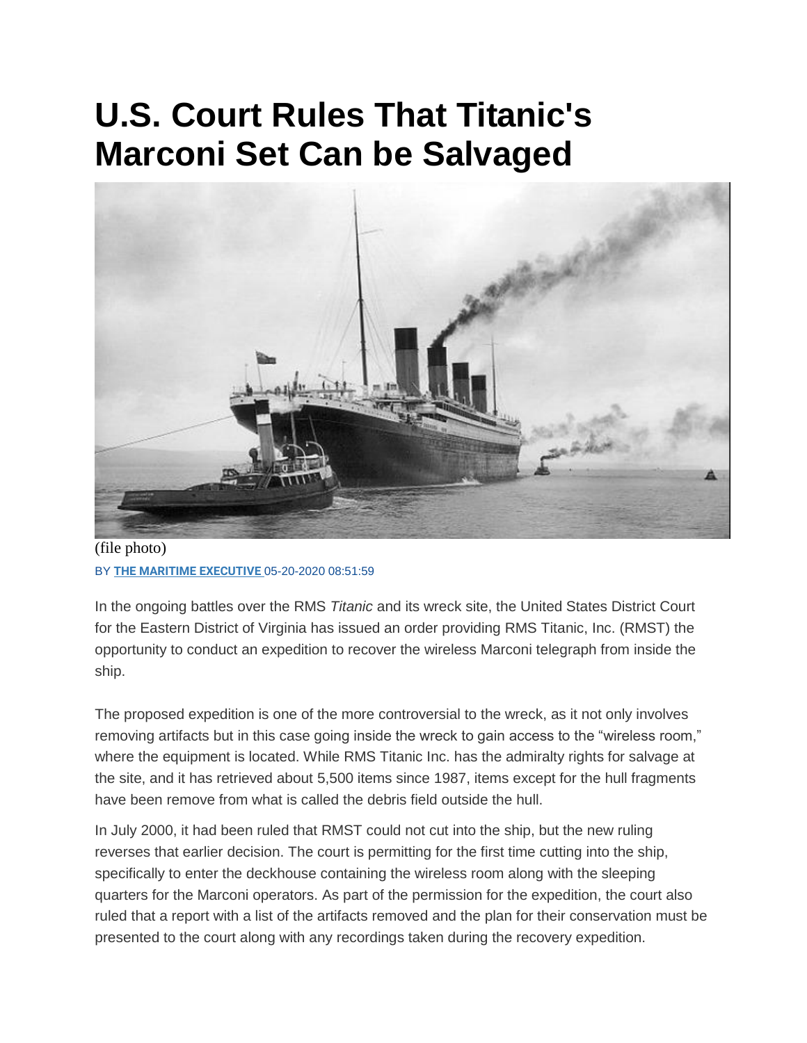# U.S. Court Rules That Titanic's Marconi Set Can be Salvaged

(file photo)

BY **THE MARITIME EXECUTIVE** 05-20-2020 08:51:59

In the ongoing battles over the RMS *Titanic* and its wreck site, the United States District Court for the Eastern District of Virginia has issued an order providing RMS Titanic, Inc. (RMST) the opportunity to conduct an expedition to recover the wireless Marconi telegraph from inside the ship.

The proposed expedition is one of the more controversial to the wreck, as it not only involves removing artifacts but in this case going inside the wreck to gain access to the "wireless room," where the equipment is located. While RMS Titanic Inc. has the admiralty rights for salvage at the site, and it has retrieved about 5,500 items since 1987, items except for the hull fragments have been remove from what is called the debris field outside the hull.

In July 2000, it had been ruled that RMST could not cut into the ship, but the new ruling reverses that earlier decision. The court is permitting for the first time cutting into the ship, specifically to enter the deckhouse containing the wireless room along with the sleeping quarters for the Marconi operators. As part of the permission for the expedition, the court also ruled that a report with a list of the artifacts removed and the plan for their conservation must be presented to the court along with any recordings taken during the recovery expedition.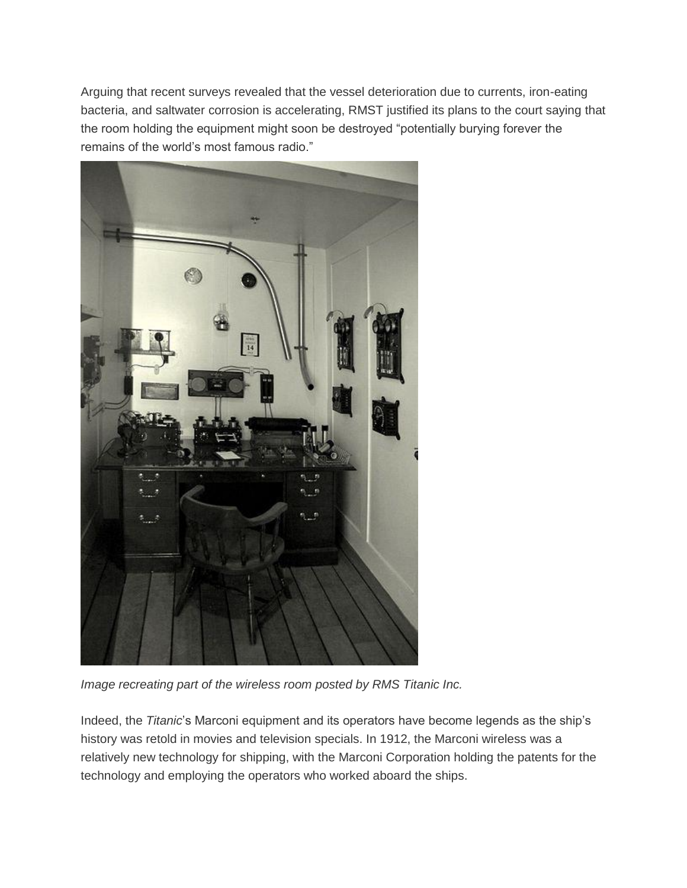Arguing that recent surveys revealed that the vessel deterioration due to currents, iron-eating bacteria, and saltwater corrosion is accelerating, RMST justified its plans to the court saying that the room holding the equipment might soon be destroyed “potentially burying forever the remains of the world’s most famous radio.”

*Image recreating part of the wireless room posted by RMS Titanic Inc.*

Indeed, the *Titanic*’s Marconi equipment and its operators have become legends as the ship’s history was retold in movies and television specials. In 1912, the Marconi wireless was a relatively new technology for shipping, with the Marconi Corporation holding the patents for the technology and employing the operators who worked aboard the ships.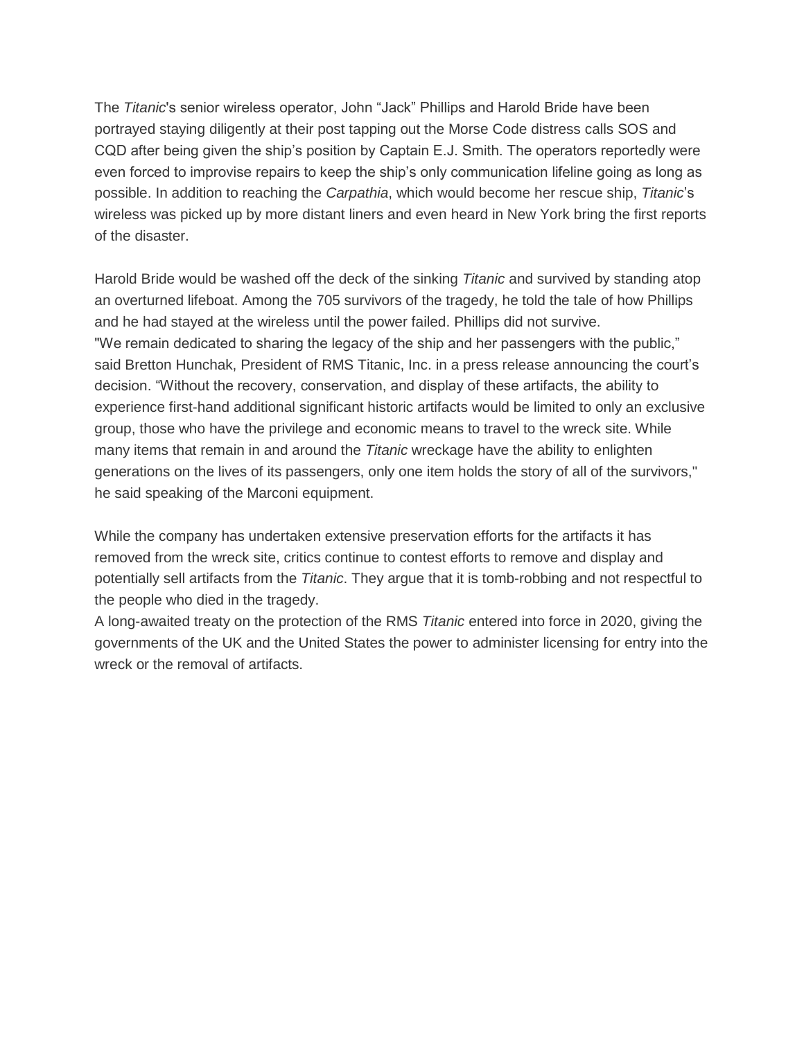The *Titanic*'s senior wireless operator, John "Jack" Phillips and Harold Bride have been portrayed staying diligently at their post tapping out the Morse Code distress calls SOS and CQD after being given the ship's position by Captain E.J. Smith. The operators reportedly were even forced to improvise repairs to keep the ship's only communication lifeline going as long as possible. In addition to reaching the *Carpathia*, which would become her rescue ship, *Titanic*'s wireless was picked up by more distant liners and even heard in New York bring the first reports of the disaster.

Harold Bride would be washed off the deck of the sinking *Titanic* and survived by standing atop an overturned lifeboat. Among the 705 survivors of the tragedy, he told the tale of how Phillips and he had stayed at the wireless until the power failed. Phillips did not survive.
"We remain dedicated to sharing the legacy of the ship and her passengers with the public," said Bretton Hunchak, President of RMS Titanic, Inc. in a press release announcing the court's decision. "Without the recovery, conservation, and display of these artifacts, the ability to experience first-hand additional significant historic artifacts would be limited to only an exclusive group, those who have the privilege and economic means to travel to the wreck site. While many items that remain in and around the *Titanic* wreckage have the ability to enlighten generations on the lives of its passengers, only one item holds the story of all of the survivors," he said speaking of the Marconi equipment.

While the company has undertaken extensive preservation efforts for the artifacts it has removed from the wreck site, critics continue to contest efforts to remove and display and potentially sell artifacts from the *Titanic*. They argue that it is tomb-robbing and not respectful to the people who died in the tragedy.
A long-awaited treaty on the protection of the RMS *Titanic* entered into force in 2020, giving the governments of the UK and the United States the power to administer licensing for entry into the wreck or the removal of artifacts.